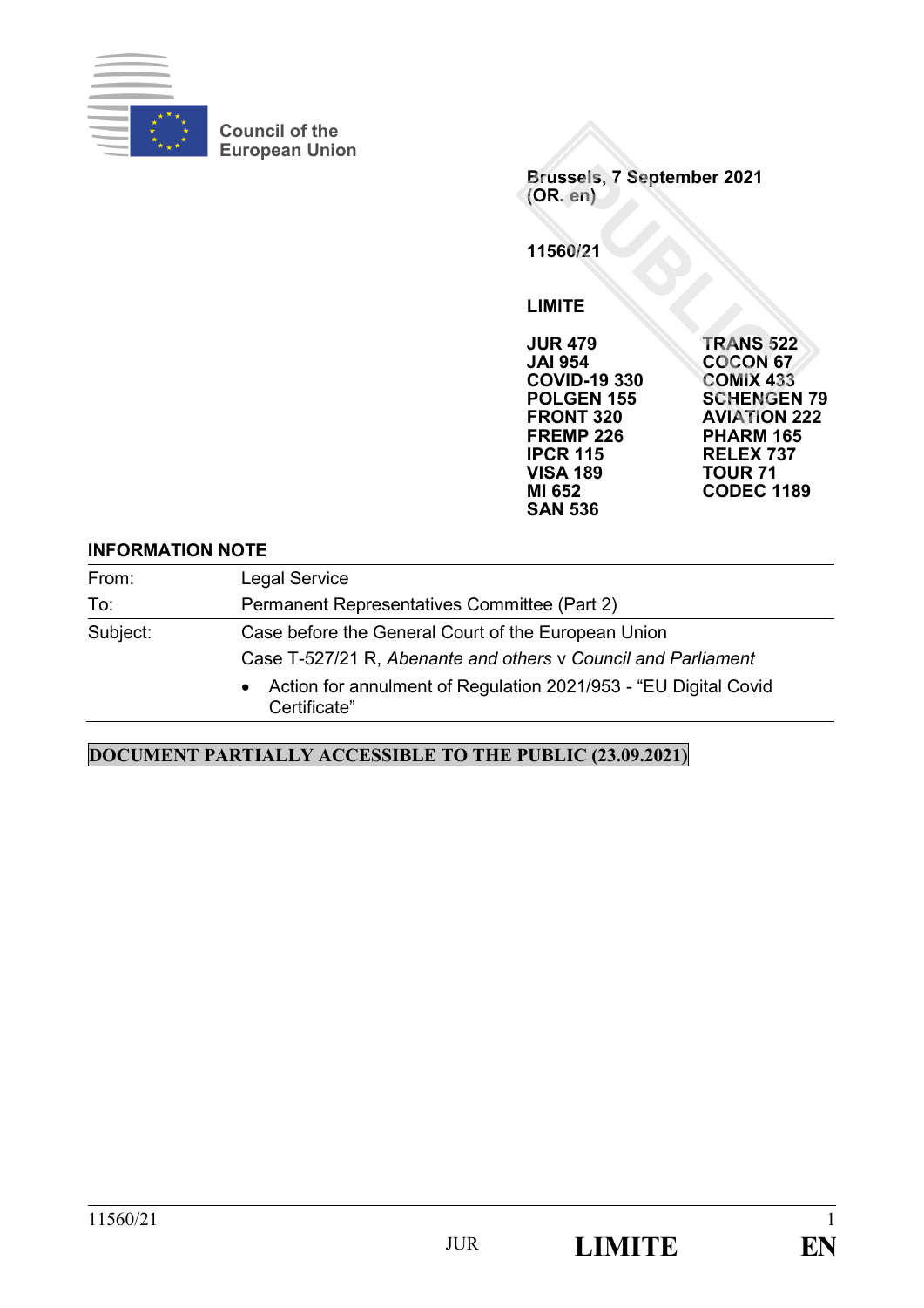Council of the European Union

Brussels, 7 September 2021
(OR. en)

11560/21

LIMITE

| | |
|---|---|
| JUR 479 | TRANS 522 |
| JAI 954 | COCON 67 |
| COVID-19 330 | COMIX 433 |
| POLGEN 155 | SCHENGEN 79 |
| FRONT 320 | AVIATION 222 |
| FREMP 226 | PHARM 165 |
| IPCR 115 | RELEX 737 |
| VISA 189 | TOUR 71 |
| MI 652 | CODEC 1189 |
| SAN 536 | |

## INFORMATION NOTE

| | |
|---|---|
| From: | Legal Service |
| To: | Permanent Representatives Committee (Part 2) |
| Subject: | Case before the General Court of the European Union<br>Case T-527/21 R, *Abenante and others* v *Council and Parliament*<br>• Action for annulment of Regulation 2021/953 - "EU Digital Covid Certificate" |

**DOCUMENT PARTIALLY ACCESSIBLE TO THE PUBLIC (23.09.2021)**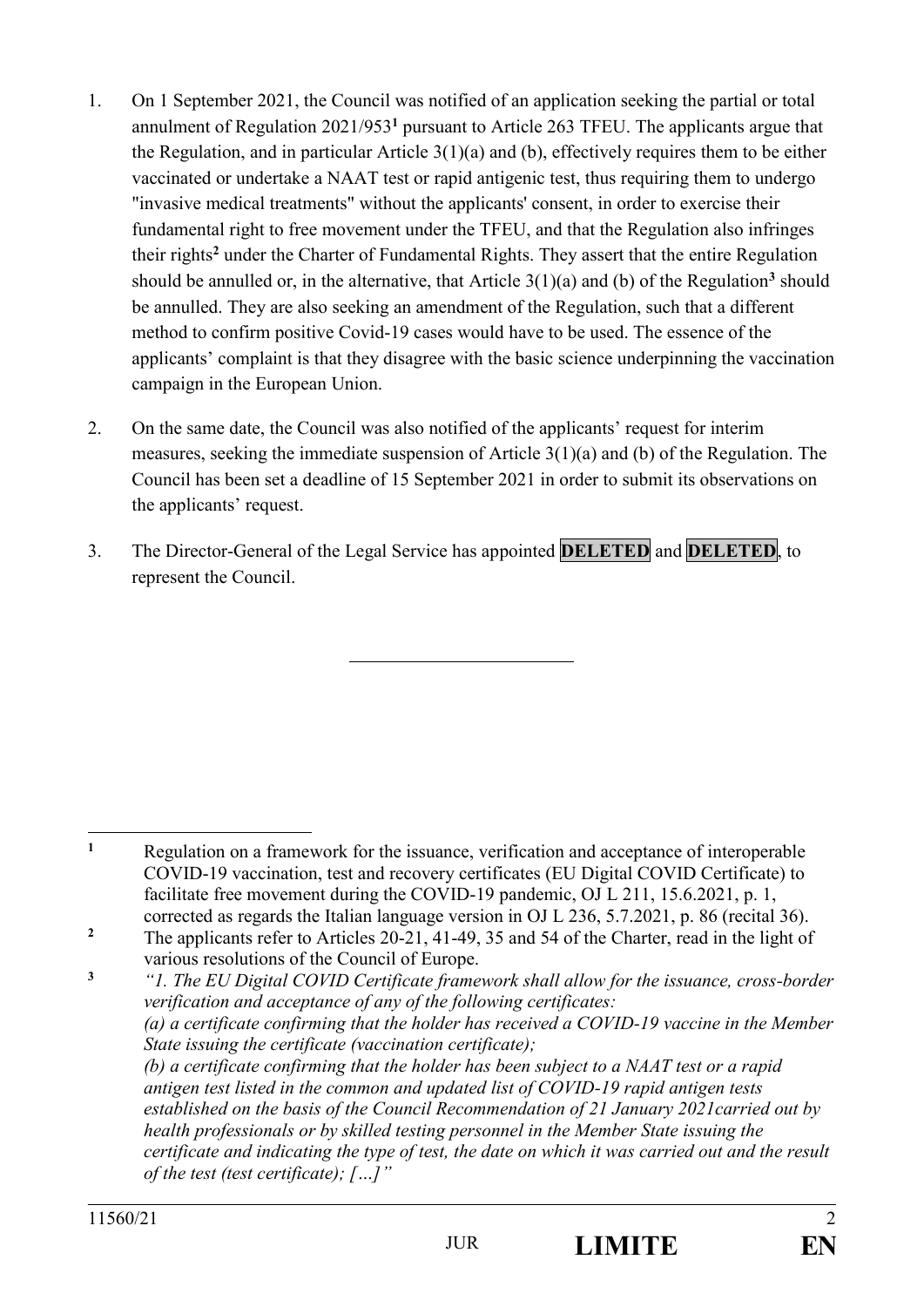1. On 1 September 2021, the Council was notified of an application seeking the partial or total annulment of Regulation 2021/953[1] pursuant to Article 263 TFEU. The applicants argue that the Regulation, and in particular Article 3(1)(a) and (b), effectively requires them to be either vaccinated or undertake a NAAT test or rapid antigenic test, thus requiring them to undergo "invasive medical treatments" without the applicants' consent, in order to exercise their fundamental right to free movement under the TFEU, and that the Regulation also infringes their rights[2] under the Charter of Fundamental Rights. They assert that the entire Regulation should be annulled or, in the alternative, that Article 3(1)(a) and (b) of the Regulation[3] should be annulled. They are also seeking an amendment of the Regulation, such that a different method to confirm positive Covid-19 cases would have to be used. The essence of the applicants' complaint is that they disagree with the basic science underpinning the vaccination campaign in the European Union.

2. On the same date, the Council was also notified of the applicants' request for interim measures, seeking the immediate suspension of Article 3(1)(a) and (b) of the Regulation. The Council has been set a deadline of 15 September 2021 in order to submit its observations on the applicants' request.

3. The Director-General of the Legal Service has appointed **DELETED** and **DELETED**, to represent the Council.

---

[1] Regulation on a framework for the issuance, verification and acceptance of interoperable COVID-19 vaccination, test and recovery certificates (EU Digital COVID Certificate) to facilitate free movement during the COVID-19 pandemic, OJ L 211, 15.6.2021, p. 1, corrected as regards the Italian language version in OJ L 236, 5.7.2021, p. 86 (recital 36).

[2] The applicants refer to Articles 20-21, 41-49, 35 and 54 of the Charter, read in the light of various resolutions of the Council of Europe.

[3] *"1. The EU Digital COVID Certificate framework shall allow for the issuance, cross-border verification and acceptance of any of the following certificates:*
*(a) a certificate confirming that the holder has received a COVID-19 vaccine in the Member State issuing the certificate (vaccination certificate);*
*(b) a certificate confirming that the holder has been subject to a NAAT test or a rapid antigen test listed in the common and updated list of COVID-19 rapid antigen tests established on the basis of the Council Recommendation of 21 January 2021carried out by health professionals or by skilled testing personnel in the Member State issuing the certificate and indicating the type of test, the date on which it was carried out and the result of the test (test certificate); […]"*